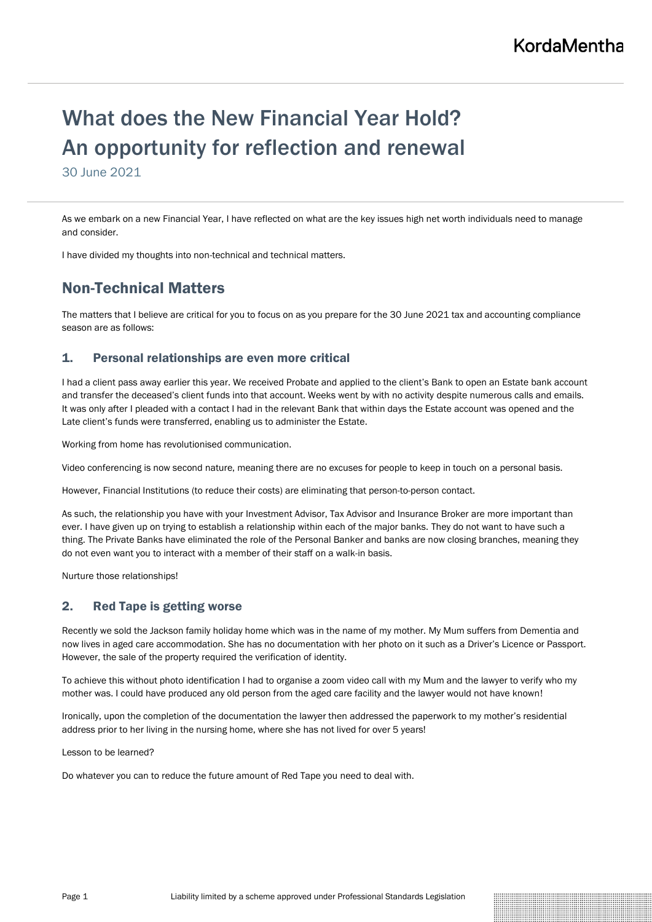# What does the New Financial Year Hold? An opportunity for reflection and renewal

30 June 2021

As we embark on a new Financial Year, I have reflected on what are the key issues high net worth individuals need to manage and consider.

I have divided my thoughts into non-technical and technical matters.

## Non-Technical Matters

The matters that I believe are critical for you to focus on as you prepare for the 30 June 2021 tax and accounting compliance season are as follows:

### 1. Personal relationships are even more critical

I had a client pass away earlier this year. We received Probate and applied to the client's Bank to open an Estate bank account and transfer the deceased's client funds into that account. Weeks went by with no activity despite numerous calls and emails. It was only after I pleaded with a contact I had in the relevant Bank that within days the Estate account was opened and the Late client's funds were transferred, enabling us to administer the Estate.

Working from home has revolutionised communication.

Video conferencing is now second nature, meaning there are no excuses for people to keep in touch on a personal basis.

However, Financial Institutions (to reduce their costs) are eliminating that person-to-person contact.

As such, the relationship you have with your Investment Advisor, Tax Advisor and Insurance Broker are more important than ever. I have given up on trying to establish a relationship within each of the major banks. They do not want to have such a thing. The Private Banks have eliminated the role of the Personal Banker and banks are now closing branches, meaning they do not even want you to interact with a member of their staff on a walk-in basis.

Nurture those relationships!

### 2. Red Tape is getting worse

Recently we sold the Jackson family holiday home which was in the name of my mother. My Mum suffers from Dementia and now lives in aged care accommodation. She has no documentation with her photo on it such as a Driver's Licence or Passport. However, the sale of the property required the verification of identity.

To achieve this without photo identification I had to organise a zoom video call with my Mum and the lawyer to verify who my mother was. I could have produced any old person from the aged care facility and the lawyer would not have known!

Ironically, upon the completion of the documentation the lawyer then addressed the paperwork to my mother's residential address prior to her living in the nursing home, where she has not lived for over 5 years!

Lesson to be learned?

Do whatever you can to reduce the future amount of Red Tape you need to deal with.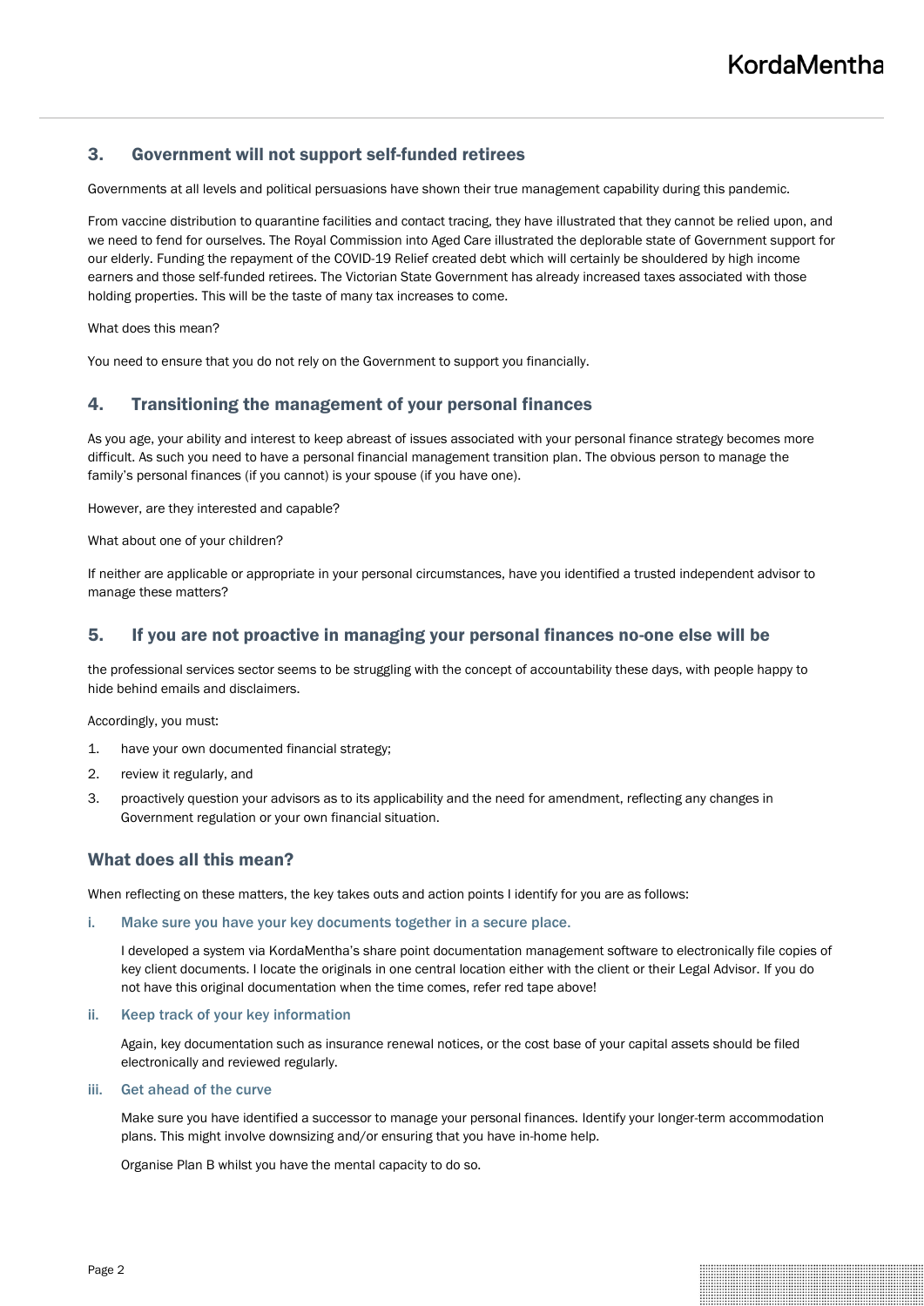## 3. Government will not support self-funded retirees

Governments at all levels and political persuasions have shown their true management capability during this pandemic.

From vaccine distribution to quarantine facilities and contact tracing, they have illustrated that they cannot be relied upon, and we need to fend for ourselves. The Royal Commission into Aged Care illustrated the deplorable state of Government support for our elderly. Funding the repayment of the COVID-19 Relief created debt which will certainly be shouldered by high income earners and those self-funded retirees. The Victorian State Government has already increased taxes associated with those holding properties. This will be the taste of many tax increases to come.

What does this mean?

You need to ensure that you do not rely on the Government to support you financially.

## 4. Transitioning the management of your personal finances

As you age, your ability and interest to keep abreast of issues associated with your personal finance strategy becomes more difficult. As such you need to have a personal financial management transition plan. The obvious person to manage the family's personal finances (if you cannot) is your spouse (if you have one).

However, are they interested and capable?

What about one of your children?

If neither are applicable or appropriate in your personal circumstances, have you identified a trusted independent advisor to manage these matters?

## 5. If you are not proactive in managing your personal finances no-one else will be

the professional services sector seems to be struggling with the concept of accountability these days, with people happy to hide behind emails and disclaimers.

Accordingly, you must:

1. have your own documented financial strategy;
2. review it regularly, and
3. proactively question your advisors as to its applicability and the need for amendment, reflecting any changes in Government regulation or your own financial situation.

## What does all this mean?

When reflecting on these matters, the key takes outs and action points I identify for you are as follows:

i. **Make sure you have your key documents together in a secure place.**

   I developed a system via KordaMentha's share point documentation management software to electronically file copies of key client documents. I locate the originals in one central location either with the client or their Legal Advisor. If you do not have this original documentation when the time comes, refer red tape above!

ii. **Keep track of your key information**

   Again, key documentation such as insurance renewal notices, or the cost base of your capital assets should be filed electronically and reviewed regularly.

iii. **Get ahead of the curve**

   Make sure you have identified a successor to manage your personal finances. Identify your longer-term accommodation plans. This might involve downsizing and/or ensuring that you have in-home help.

   Organise Plan B whilst you have the mental capacity to do so.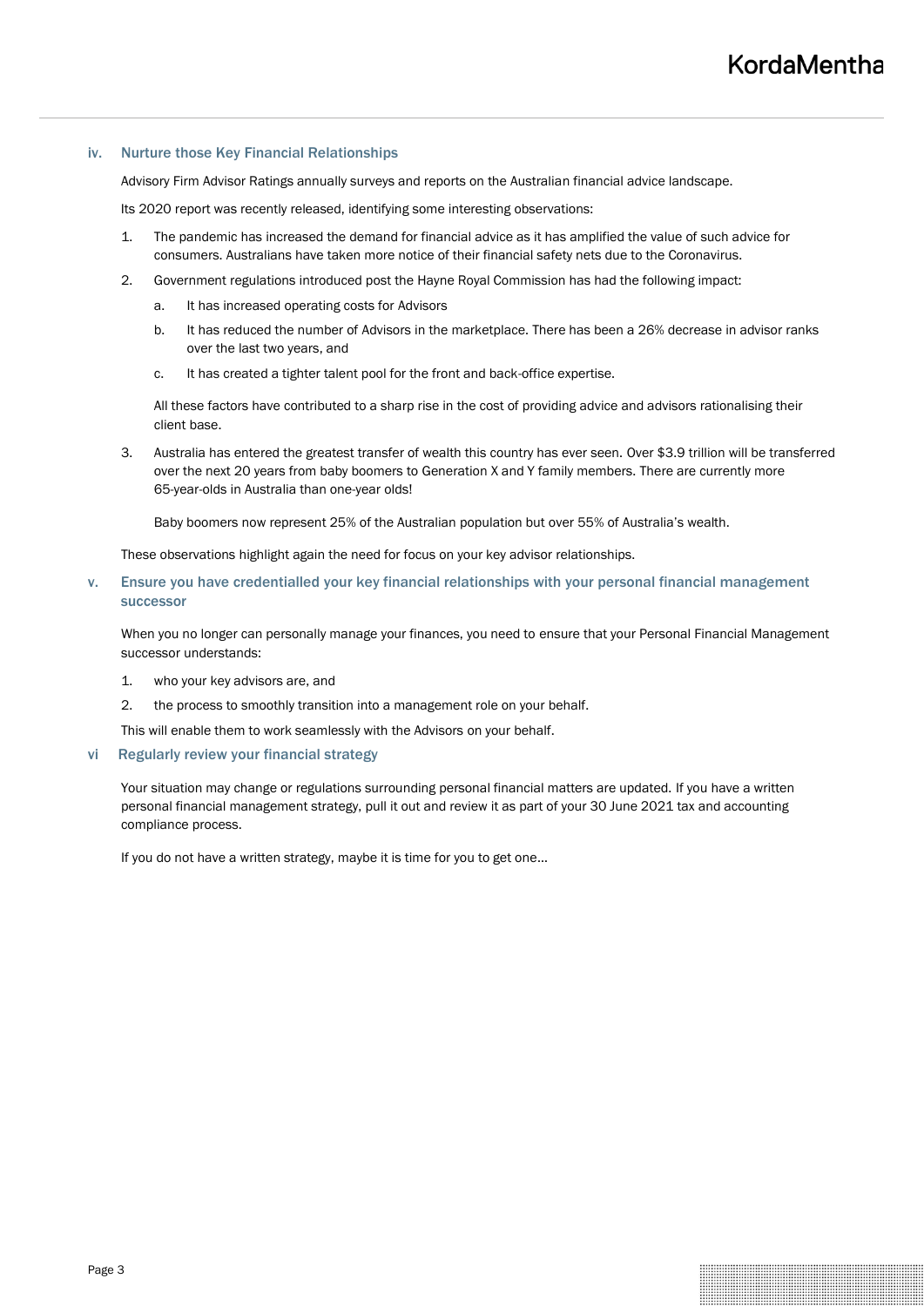### iv. Nurture those Key Financial Relationships

Advisory Firm Advisor Ratings annually surveys and reports on the Australian financial advice landscape.

Its 2020 report was recently released, identifying some interesting observations:

1. The pandemic has increased the demand for financial advice as it has amplified the value of such advice for consumers. Australians have taken more notice of their financial safety nets due to the Coronavirus.
2. Government regulations introduced post the Hayne Royal Commission has had the following impact:
   a. It has increased operating costs for Advisors
   b. It has reduced the number of Advisors in the marketplace. There has been a 26% decrease in advisor ranks over the last two years, and
   c. It has created a tighter talent pool for the front and back-office expertise.

   All these factors have contributed to a sharp rise in the cost of providing advice and advisors rationalising their client base.
3. Australia has entered the greatest transfer of wealth this country has ever seen. Over $3.9 trillion will be transferred over the next 20 years from baby boomers to Generation X and Y family members. There are currently more 65-year-olds in Australia than one-year olds!

   Baby boomers now represent 25% of the Australian population but over 55% of Australia's wealth.

These observations highlight again the need for focus on your key advisor relationships.

### v. Ensure you have credentialled your key financial relationships with your personal financial management successor

When you no longer can personally manage your finances, you need to ensure that your Personal Financial Management successor understands:

1. who your key advisors are, and
2. the process to smoothly transition into a management role on your behalf.

This will enable them to work seamlessly with the Advisors on your behalf.

### vi Regularly review your financial strategy

Your situation may change or regulations surrounding personal financial matters are updated. If you have a written personal financial management strategy, pull it out and review it as part of your 30 June 2021 tax and accounting compliance process.

If you do not have a written strategy, maybe it is time for you to get one…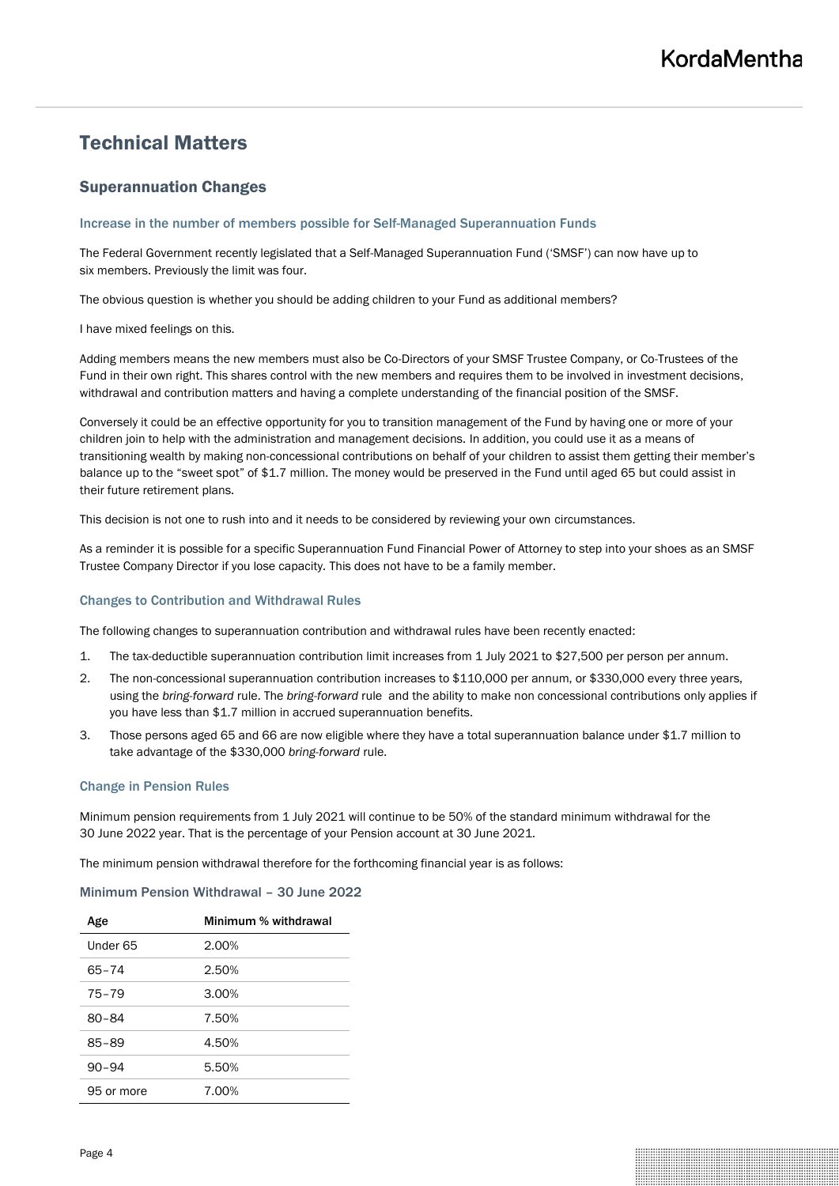# Technical Matters

## Superannuation Changes

### Increase in the number of members possible for Self-Managed Superannuation Funds

The Federal Government recently legislated that a Self-Managed Superannuation Fund ('SMSF') can now have up to six members. Previously the limit was four.

The obvious question is whether you should be adding children to your Fund as additional members?

I have mixed feelings on this.

Adding members means the new members must also be Co-Directors of your SMSF Trustee Company, or Co-Trustees of the Fund in their own right. This shares control with the new members and requires them to be involved in investment decisions, withdrawal and contribution matters and having a complete understanding of the financial position of the SMSF.

Conversely it could be an effective opportunity for you to transition management of the Fund by having one or more of your children join to help with the administration and management decisions. In addition, you could use it as a means of transitioning wealth by making non-concessional contributions on behalf of your children to assist them getting their member's balance up to the "sweet spot" of $1.7 million. The money would be preserved in the Fund until aged 65 but could assist in their future retirement plans.

This decision is not one to rush into and it needs to be considered by reviewing your own circumstances.

As a reminder it is possible for a specific Superannuation Fund Financial Power of Attorney to step into your shoes as an SMSF Trustee Company Director if you lose capacity. This does not have to be a family member.

### Changes to Contribution and Withdrawal Rules

The following changes to superannuation contribution and withdrawal rules have been recently enacted:

1. The tax-deductible superannuation contribution limit increases from 1 July 2021 to $27,500 per person per annum.
2. The non-concessional superannuation contribution increases to $110,000 per annum, or $330,000 every three years, using the *bring-forward* rule. The *bring-forward* rule and the ability to make non concessional contributions only applies if you have less than $1.7 million in accrued superannuation benefits.
3. Those persons aged 65 and 66 are now eligible where they have a total superannuation balance under $1.7 million to take advantage of the $330,000 *bring-forward* rule.

### Change in Pension Rules

Minimum pension requirements from 1 July 2021 will continue to be 50% of the standard minimum withdrawal for the 30 June 2022 year. That is the percentage of your Pension account at 30 June 2021.

The minimum pension withdrawal therefore for the forthcoming financial year is as follows:

### Minimum Pension Withdrawal – 30 June 2022

| Age | Minimum % withdrawal |
|---|---|
| Under 65 | 2.00% |
| 65–74 | 2.50% |
| 75–79 | 3.00% |
| 80–84 | 7.50% |
| 85–89 | 4.50% |
| 90–94 | 5.50% |
| 95 or more | 7.00% |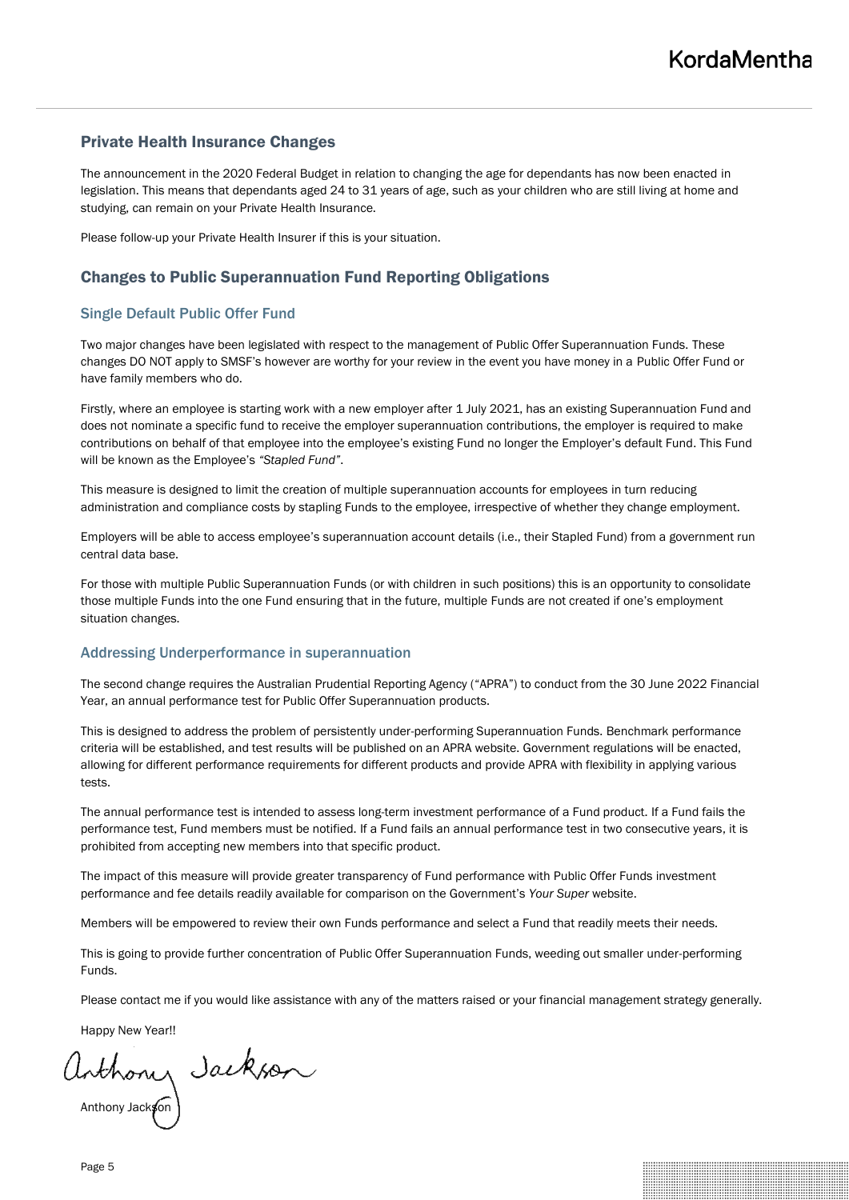## Private Health Insurance Changes

The announcement in the 2020 Federal Budget in relation to changing the age for dependants has now been enacted in legislation. This means that dependants aged 24 to 31 years of age, such as your children who are still living at home and studying, can remain on your Private Health Insurance.

Please follow-up your Private Health Insurer if this is your situation.

## Changes to Public Superannuation Fund Reporting Obligations

### Single Default Public Offer Fund

Two major changes have been legislated with respect to the management of Public Offer Superannuation Funds. These changes DO NOT apply to SMSF's however are worthy for your review in the event you have money in a Public Offer Fund or have family members who do.

Firstly, where an employee is starting work with a new employer after 1 July 2021, has an existing Superannuation Fund and does not nominate a specific fund to receive the employer superannuation contributions, the employer is required to make contributions on behalf of that employee into the employee's existing Fund no longer the Employer's default Fund. This Fund will be known as the Employee's *"Stapled Fund"*.

This measure is designed to limit the creation of multiple superannuation accounts for employees in turn reducing administration and compliance costs by stapling Funds to the employee, irrespective of whether they change employment.

Employers will be able to access employee's superannuation account details (i.e., their Stapled Fund) from a government run central data base.

For those with multiple Public Superannuation Funds (or with children in such positions) this is an opportunity to consolidate those multiple Funds into the one Fund ensuring that in the future, multiple Funds are not created if one's employment situation changes.

### Addressing Underperformance in superannuation

The second change requires the Australian Prudential Reporting Agency ("APRA") to conduct from the 30 June 2022 Financial Year, an annual performance test for Public Offer Superannuation products.

This is designed to address the problem of persistently under-performing Superannuation Funds. Benchmark performance criteria will be established, and test results will be published on an APRA website. Government regulations will be enacted, allowing for different performance requirements for different products and provide APRA with flexibility in applying various tests.

The annual performance test is intended to assess long-term investment performance of a Fund product. If a Fund fails the performance test, Fund members must be notified. If a Fund fails an annual performance test in two consecutive years, it is prohibited from accepting new members into that specific product.

The impact of this measure will provide greater transparency of Fund performance with Public Offer Funds investment performance and fee details readily available for comparison on the Government's *Your Super* website.

Members will be empowered to review their own Funds performance and select a Fund that readily meets their needs.

This is going to provide further concentration of Public Offer Superannuation Funds, weeding out smaller under-performing Funds.

Please contact me if you would like assistance with any of the matters raised or your financial management strategy generally.

Happy New Year!!

Anthony Jackson